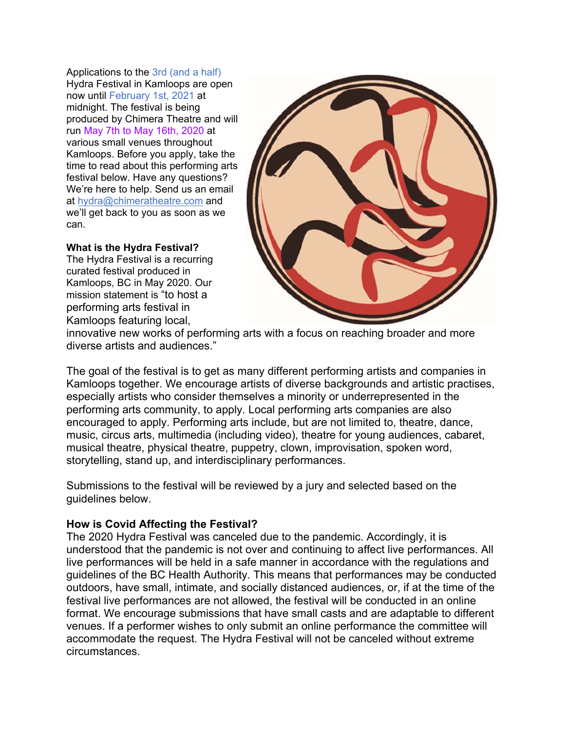Applications to the 3rd (and a half) Hydra Festival in Kamloops are open now until February 1st, 2021 at midnight. The festival is being produced by Chimera Theatre and will run May 7th to May 16th, 2020 at various small venues throughout Kamloops. Before you apply, take the time to read about this performing arts festival below. Have any questions? We're here to help. Send us an email at hydra@chimeratheatre.com and we'll get back to you as soon as we can.

**What is the Hydra Festival?**

The Hydra Festival is a recurring curated festival produced in Kamloops, BC in May 2020. Our mission statement is "to host a performing arts festival in Kamloops featuring local, innovative new works of performing arts with a focus on reaching broader and more diverse artists and audiences."

The goal of the festival is to get as many different performing artists and companies in Kamloops together. We encourage artists of diverse backgrounds and artistic practises, especially artists who consider themselves a minority or underrepresented in the performing arts community, to apply. Local performing arts companies are also encouraged to apply. Performing arts include, but are not limited to, theatre, dance, music, circus arts, multimedia (including video), theatre for young audiences, cabaret, musical theatre, physical theatre, puppetry, clown, improvisation, spoken word, storytelling, stand up, and interdisciplinary performances.

Submissions to the festival will be reviewed by a jury and selected based on the guidelines below.

**How is Covid Affecting the Festival?**

The 2020 Hydra Festival was canceled due to the pandemic. Accordingly, it is understood that the pandemic is not over and continuing to affect live performances. All live performances will be held in a safe manner in accordance with the regulations and guidelines of the BC Health Authority. This means that performances may be conducted outdoors, have small, intimate, and socially distanced audiences, or, if at the time of the festival live performances are not allowed, the festival will be conducted in an online format. We encourage submissions that have small casts and are adaptable to different venues. If a performer wishes to only submit an online performance the committee will accommodate the request. The Hydra Festival will not be canceled without extreme circumstances.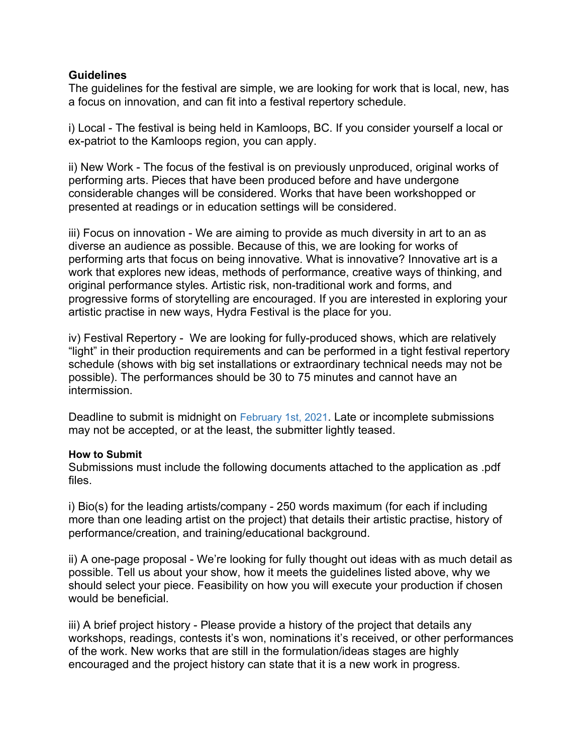**Guidelines**

The guidelines for the festival are simple, we are looking for work that is local, new, has a focus on innovation, and can fit into a festival repertory schedule.

i) Local - The festival is being held in Kamloops, BC. If you consider yourself a local or ex-patriot to the Kamloops region, you can apply.

ii) New Work - The focus of the festival is on previously unproduced, original works of performing arts. Pieces that have been produced before and have undergone considerable changes will be considered. Works that have been workshopped or presented at readings or in education settings will be considered.

iii) Focus on innovation - We are aiming to provide as much diversity in art to an as diverse an audience as possible. Because of this, we are looking for works of performing arts that focus on being innovative. What is innovative? Innovative art is a work that explores new ideas, methods of performance, creative ways of thinking, and original performance styles. Artistic risk, non-traditional work and forms, and progressive forms of storytelling are encouraged. If you are interested in exploring your artistic practise in new ways, Hydra Festival is the place for you.

iv) Festival Repertory - We are looking for fully-produced shows, which are relatively "light" in their production requirements and can be performed in a tight festival repertory schedule (shows with big set installations or extraordinary technical needs may not be possible). The performances should be 30 to 75 minutes and cannot have an intermission.

Deadline to submit is midnight on February 1st, 2021. Late or incomplete submissions may not be accepted, or at the least, the submitter lightly teased.

**How to Submit**

Submissions must include the following documents attached to the application as .pdf files.

i) Bio(s) for the leading artists/company - 250 words maximum (for each if including more than one leading artist on the project) that details their artistic practise, history of performance/creation, and training/educational background.

ii) A one-page proposal - We're looking for fully thought out ideas with as much detail as possible. Tell us about your show, how it meets the guidelines listed above, why we should select your piece. Feasibility on how you will execute your production if chosen would be beneficial.

iii) A brief project history - Please provide a history of the project that details any workshops, readings, contests it's won, nominations it's received, or other performances of the work. New works that are still in the formulation/ideas stages are highly encouraged and the project history can state that it is a new work in progress.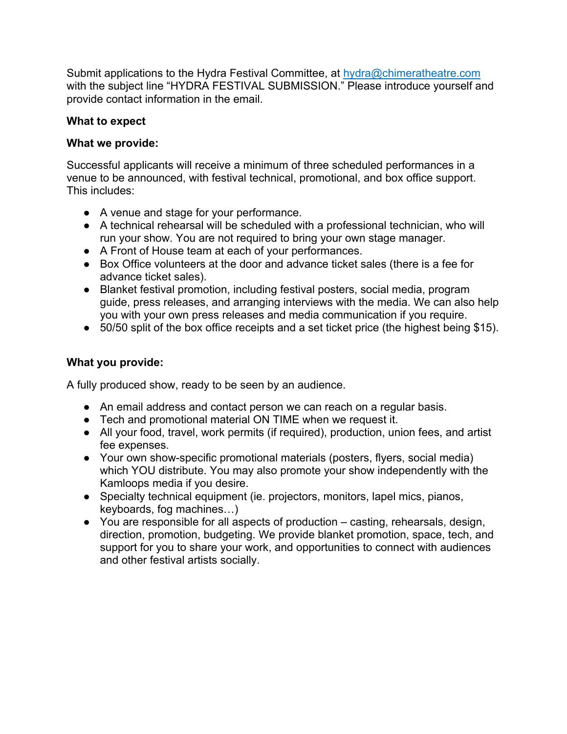Submit applications to the Hydra Festival Committee, at hydra@chimeratheatre.com with the subject line "HYDRA FESTIVAL SUBMISSION." Please introduce yourself and provide contact information in the email.

**What to expect**

**What we provide:**

Successful applicants will receive a minimum of three scheduled performances in a venue to be announced, with festival technical, promotional, and box office support. This includes:

- A venue and stage for your performance.
- A technical rehearsal will be scheduled with a professional technician, who will run your show. You are not required to bring your own stage manager.
- A Front of House team at each of your performances.
- Box Office volunteers at the door and advance ticket sales (there is a fee for advance ticket sales).
- Blanket festival promotion, including festival posters, social media, program guide, press releases, and arranging interviews with the media. We can also help you with your own press releases and media communication if you require.
- 50/50 split of the box office receipts and a set ticket price (the highest being $15).

**What you provide:**

A fully produced show, ready to be seen by an audience.

- An email address and contact person we can reach on a regular basis.
- Tech and promotional material ON TIME when we request it.
- All your food, travel, work permits (if required), production, union fees, and artist fee expenses.
- Your own show-specific promotional materials (posters, flyers, social media) which YOU distribute. You may also promote your show independently with the Kamloops media if you desire.
- Specialty technical equipment (ie. projectors, monitors, lapel mics, pianos, keyboards, fog machines…)
- You are responsible for all aspects of production – casting, rehearsals, design, direction, promotion, budgeting. We provide blanket promotion, space, tech, and support for you to share your work, and opportunities to connect with audiences and other festival artists socially.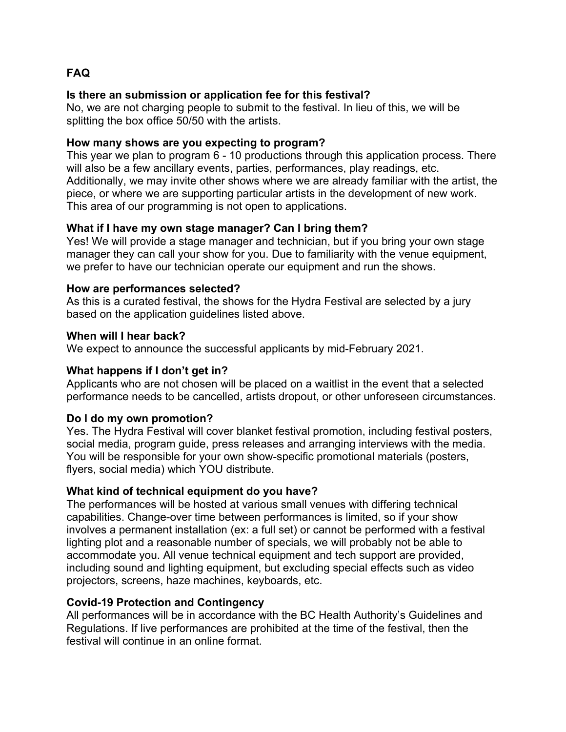## FAQ

**Is there an submission or application fee for this festival?**
No, we are not charging people to submit to the festival. In lieu of this, we will be splitting the box office 50/50 with the artists.

**How many shows are you expecting to program?**
This year we plan to program 6 - 10 productions through this application process. There will also be a few ancillary events, parties, performances, play readings, etc. Additionally, we may invite other shows where we are already familiar with the artist, the piece, or where we are supporting particular artists in the development of new work. This area of our programming is not open to applications.

**What if I have my own stage manager? Can I bring them?**
Yes! We will provide a stage manager and technician, but if you bring your own stage manager they can call your show for you. Due to familiarity with the venue equipment, we prefer to have our technician operate our equipment and run the shows.

**How are performances selected?**
As this is a curated festival, the shows for the Hydra Festival are selected by a jury based on the application guidelines listed above.

**When will I hear back?**
We expect to announce the successful applicants by mid-February 2021.

**What happens if I don't get in?**
Applicants who are not chosen will be placed on a waitlist in the event that a selected performance needs to be cancelled, artists dropout, or other unforeseen circumstances.

**Do I do my own promotion?**
Yes. The Hydra Festival will cover blanket festival promotion, including festival posters, social media, program guide, press releases and arranging interviews with the media. You will be responsible for your own show-specific promotional materials (posters, flyers, social media) which YOU distribute.

**What kind of technical equipment do you have?**
The performances will be hosted at various small venues with differing technical capabilities. Change-over time between performances is limited, so if your show involves a permanent installation (ex: a full set) or cannot be performed with a festival lighting plot and a reasonable number of specials, we will probably not be able to accommodate you. All venue technical equipment and tech support are provided, including sound and lighting equipment, but excluding special effects such as video projectors, screens, haze machines, keyboards, etc.

**Covid-19 Protection and Contingency**
All performances will be in accordance with the BC Health Authority's Guidelines and Regulations. If live performances are prohibited at the time of the festival, then the festival will continue in an online format.